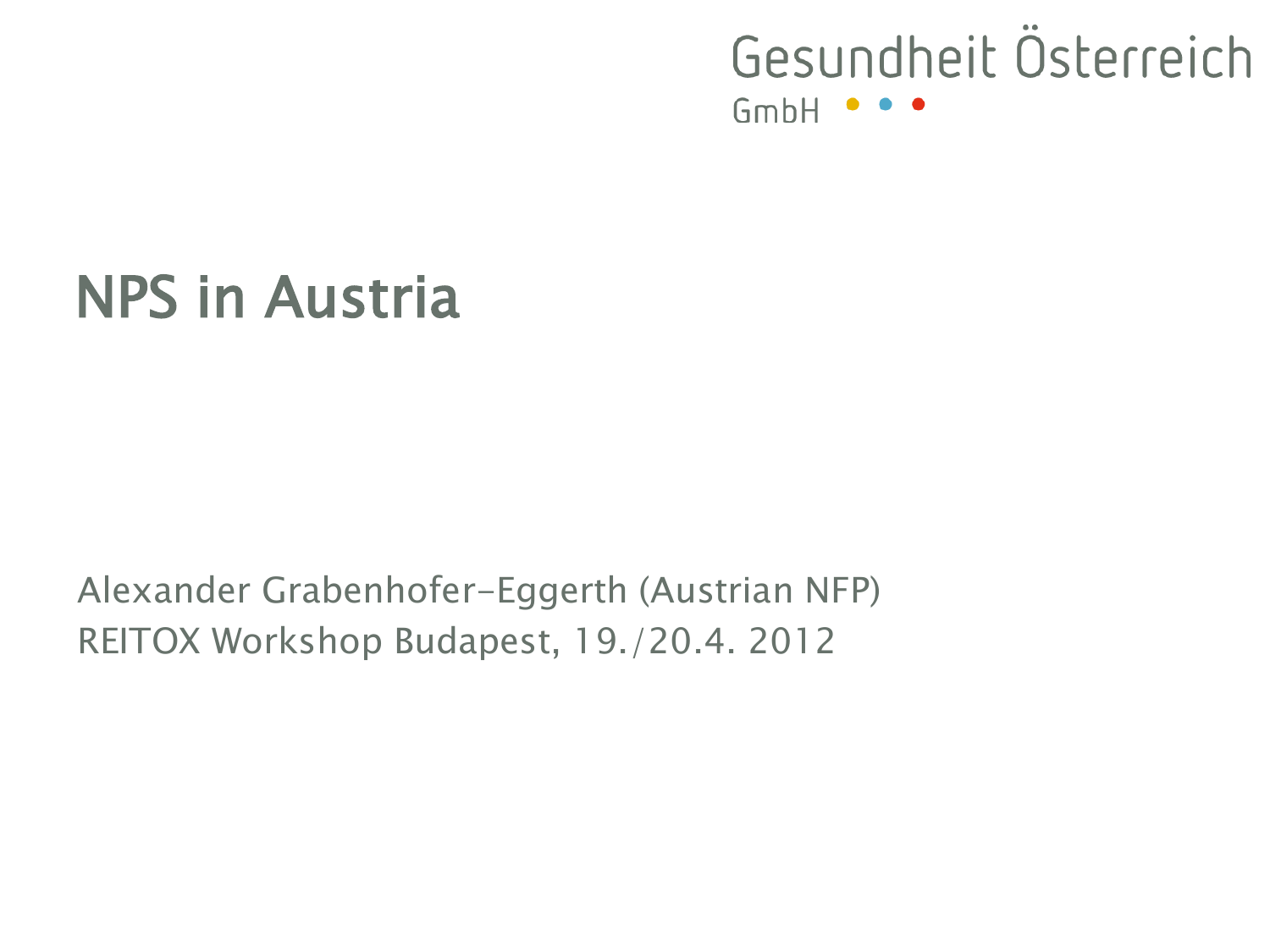Gesundheit Österreich GmbH

# NPS in Austria

Alexander Grabenhofer-Eggerth (Austrian NFP)
REITOX Workshop Budapest, 19./20.4. 2012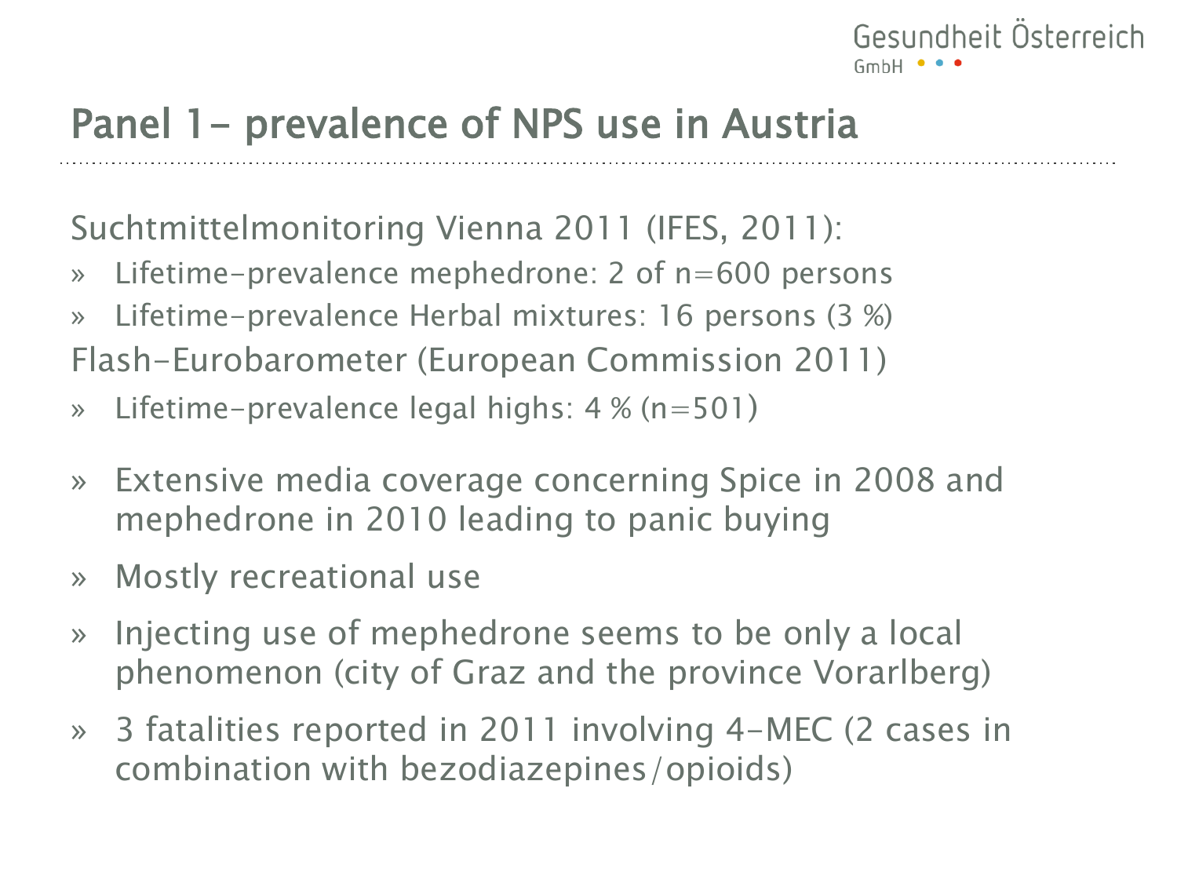# Panel 1- prevalence of NPS use in Austria

Suchtmittelmonitoring Vienna 2011 (IFES, 2011):

- Lifetime-prevalence mephedrone: 2 of n=600 persons
- Lifetime-prevalence Herbal mixtures: 16 persons (3 %)

Flash-Eurobarometer (European Commission 2011)

- Lifetime-prevalence legal highs: 4 % (n=501)

- Extensive media coverage concerning Spice in 2008 and mephedrone in 2010 leading to panic buying
- Mostly recreational use
- Injecting use of mephedrone seems to be only a local phenomenon (city of Graz and the province Vorarlberg)
- 3 fatalities reported in 2011 involving 4-MEC (2 cases in combination with bezodiazepines/opioids)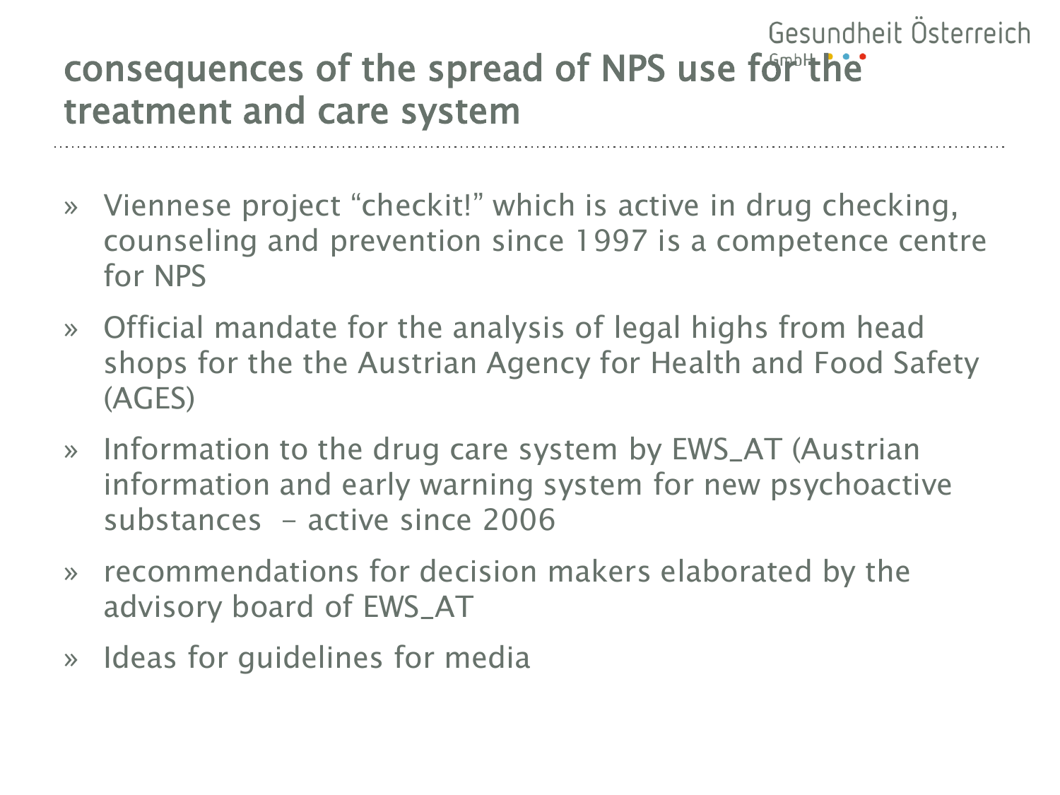## consequences of the spread of NPS use for the treatment and care system

- Viennese project “checkit!” which is active in drug checking, counseling and prevention since 1997 is a competence centre for NPS
- Official mandate for the analysis of legal highs from head shops for the the Austrian Agency for Health and Food Safety (AGES)
- Information to the drug care system by EWS_AT (Austrian information and early warning system for new psychoactive substances – active since 2006
- recommendations for decision makers elaborated by the advisory board of EWS_AT
- Ideas for guidelines for media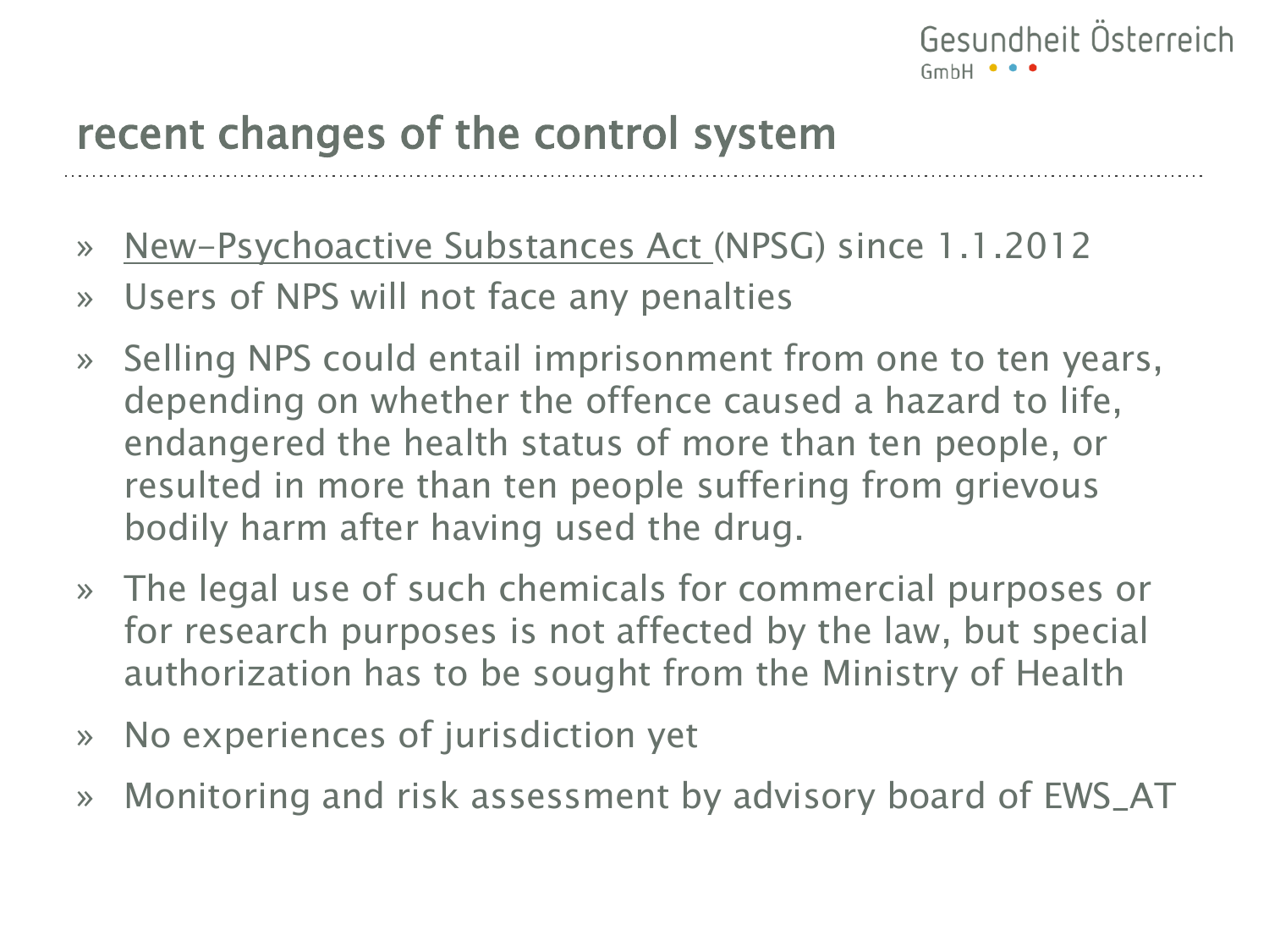## recent changes of the control system

- New-Psychoactive Substances Act (NPSG) since 1.1.2012
- Users of NPS will not face any penalties
- Selling NPS could entail imprisonment from one to ten years, depending on whether the offence caused a hazard to life, endangered the health status of more than ten people, or resulted in more than ten people suffering from grievous bodily harm after having used the drug.
- The legal use of such chemicals for commercial purposes or for research purposes is not affected by the law, but special authorization has to be sought from the Ministry of Health
- No experiences of jurisdiction yet
- Monitoring and risk assessment by advisory board of EWS_AT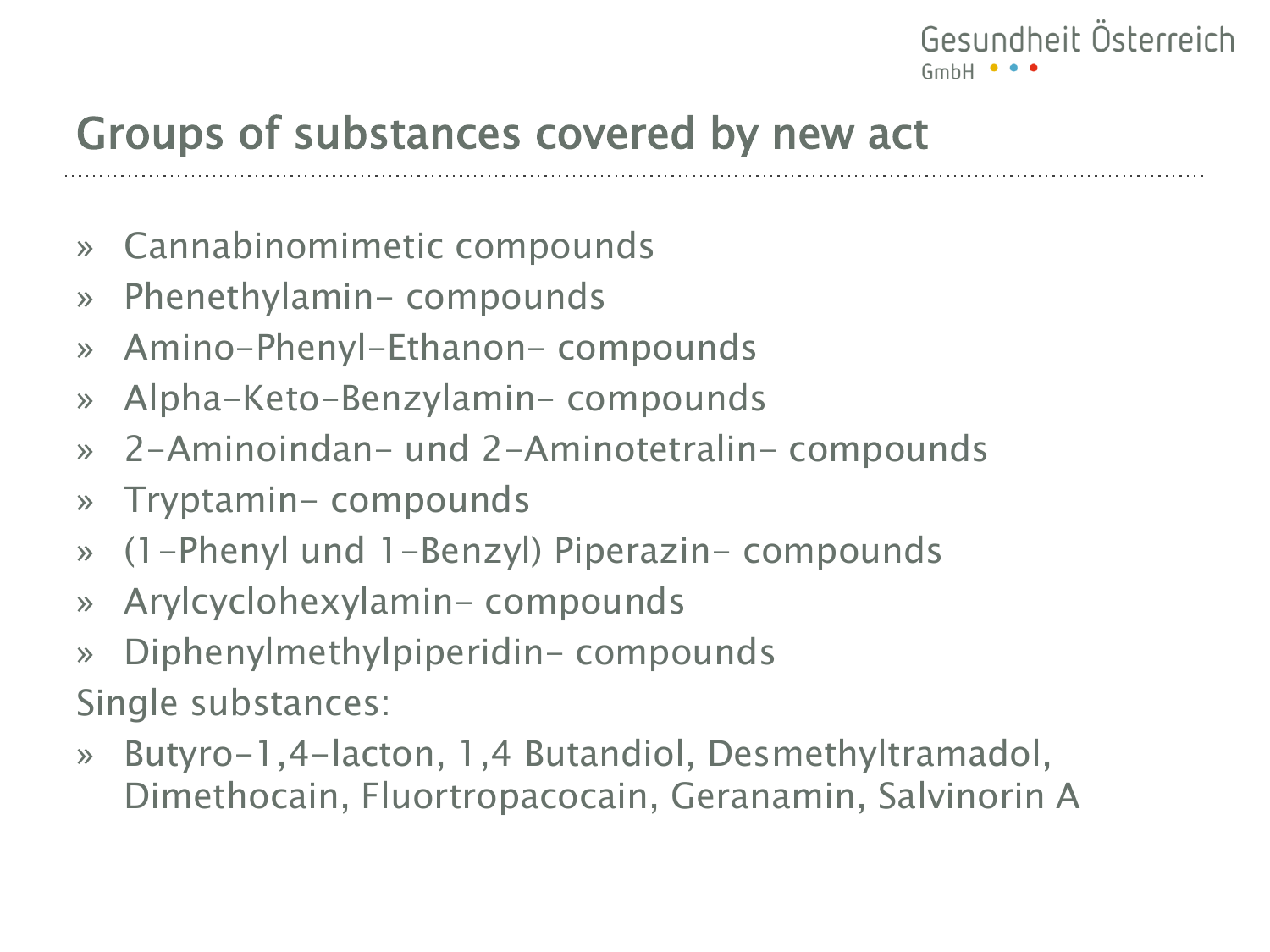# Groups of substances covered by new act

- Cannabinomimetic compounds
- Phenethylamin- compounds
- Amino-Phenyl-Ethanon- compounds
- Alpha-Keto-Benzylamin- compounds
- 2-Aminoindan- und 2-Aminotetralin- compounds
- Tryptamin- compounds
- (1-Phenyl und 1-Benzyl) Piperazin- compounds
- Arylcyclohexylamin- compounds
- Diphenylmethylpiperidin- compounds

Single substances:

- Butyro-1,4-lacton, 1,4 Butandiol, Desmethyltramadol, Dimethocain, Fluortropacocain, Geranamin, Salvinorin A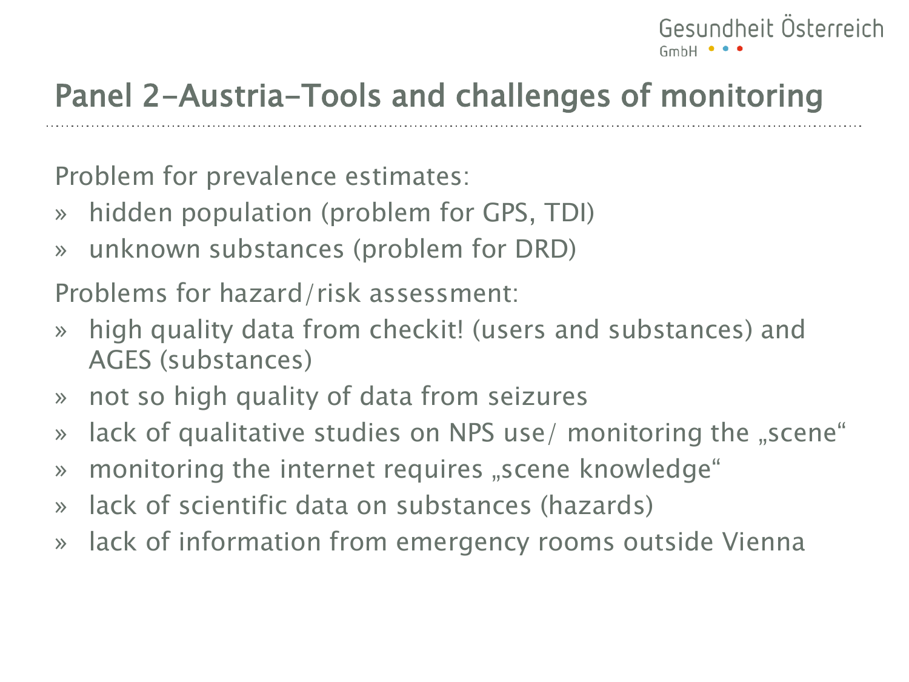# Panel 2-Austria-Tools and challenges of monitoring

Problem for prevalence estimates:

- hidden population (problem for GPS, TDI)
- unknown substances (problem for DRD)

Problems for hazard/risk assessment:

- high quality data from checkit! (users and substances) and AGES (substances)
- not so high quality of data from seizures
- lack of qualitative studies on NPS use/ monitoring the „scene“
- monitoring the internet requires „scene knowledge“
- lack of scientific data on substances (hazards)
- lack of information from emergency rooms outside Vienna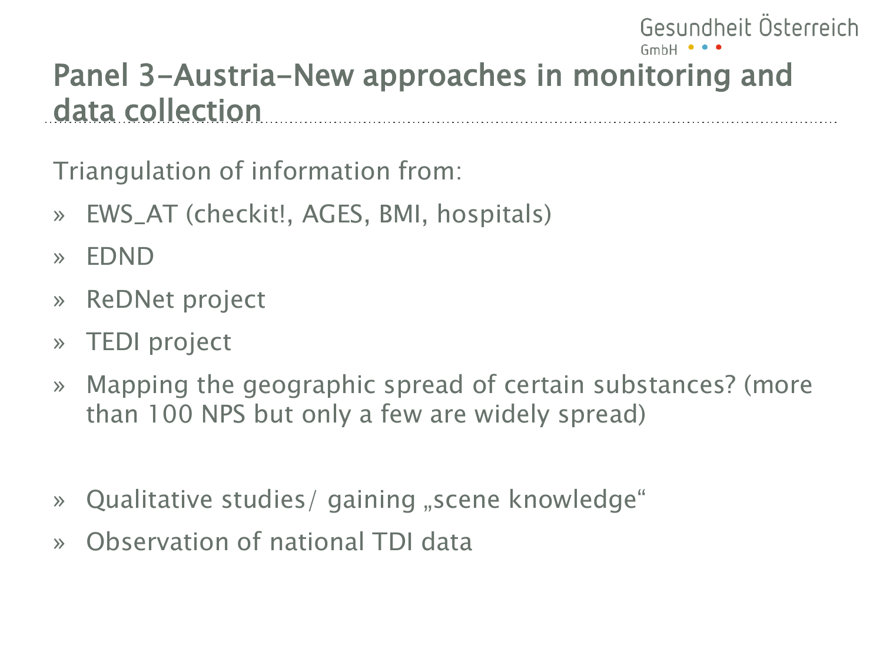## Panel 3-Austria-New approaches in monitoring and data collection

Triangulation of information from:

- EWS_AT (checkit!, AGES, BMI, hospitals)
- EDND
- ReDNet project
- TEDI project
- Mapping the geographic spread of certain substances? (more than 100 NPS but only a few are widely spread)

- Qualitative studies/ gaining „scene knowledge“
- Observation of national TDI data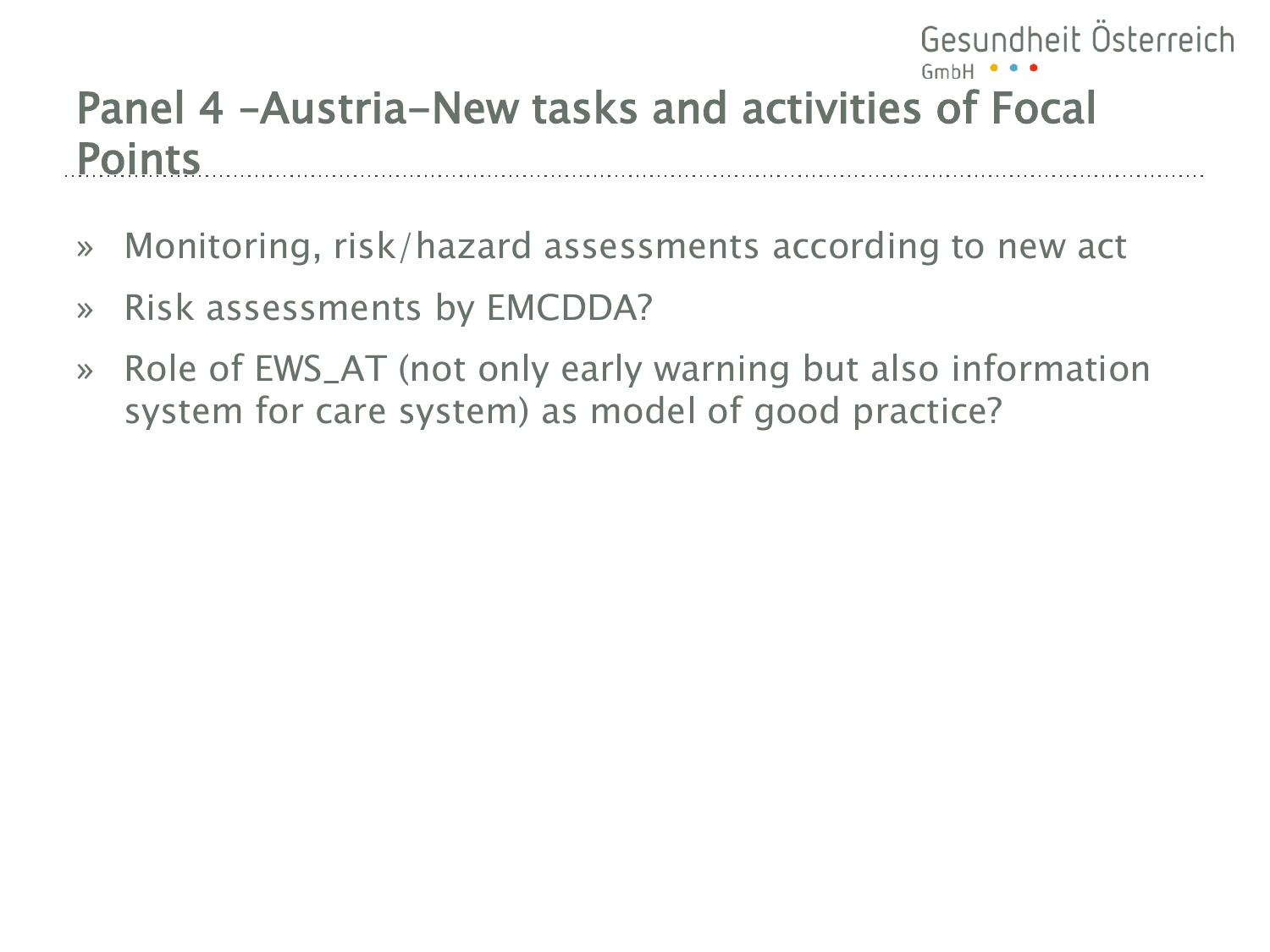## Panel 4 –Austria–New tasks and activities of Focal Points

- Monitoring, risk/hazard assessments according to new act
- Risk assessments by EMCDDA?
- Role of EWS_AT (not only early warning but also information system for care system) as model of good practice?